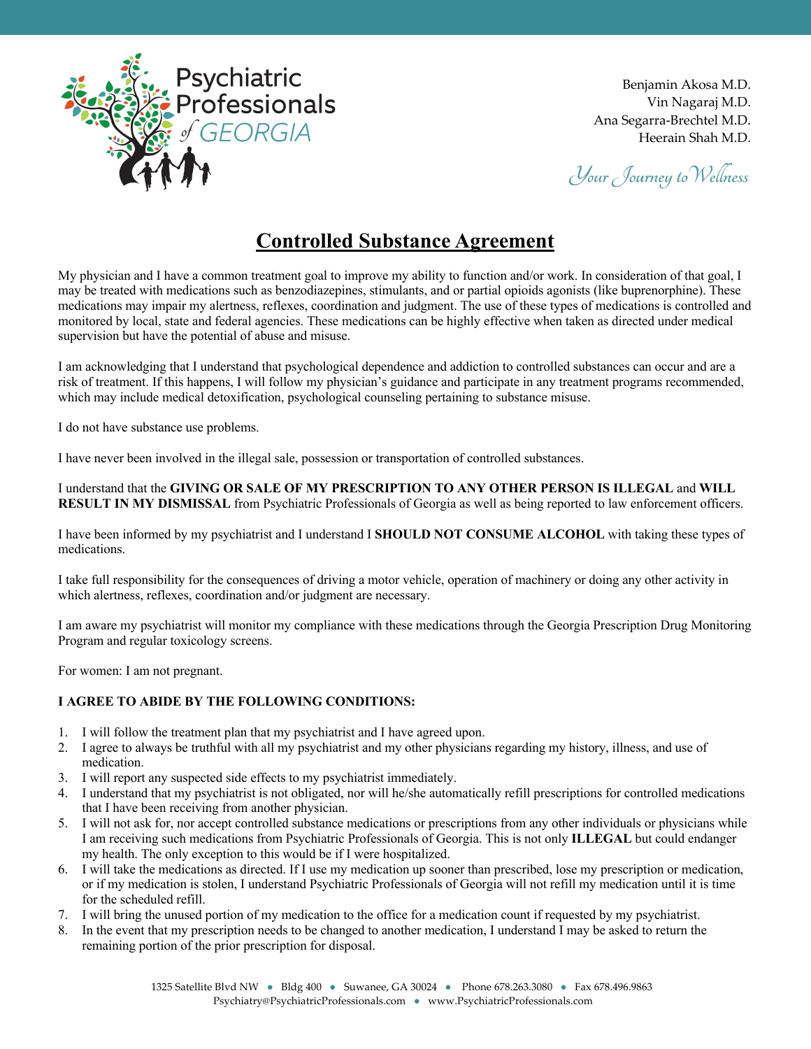Psychiatric Professionals of GEORGIA

Benjamin Akosa M.D.
Vin Nagaraj M.D.
Ana Segarra-Brechtel M.D.
Heerain Shah M.D.

*Your Journey to Wellness*

# Controlled Substance Agreement

My physician and I have a common treatment goal to improve my ability to function and/or work. In consideration of that goal, I may be treated with medications such as benzodiazepines, stimulants, and or partial opioids agonists (like buprenorphine). These medications may impair my alertness, reflexes, coordination and judgment. The use of these types of medications is controlled and monitored by local, state and federal agencies. These medications can be highly effective when taken as directed under medical supervision but have the potential of abuse and misuse.

I am acknowledging that I understand that psychological dependence and addiction to controlled substances can occur and are a risk of treatment. If this happens, I will follow my physician's guidance and participate in any treatment programs recommended, which may include medical detoxification, psychological counseling pertaining to substance misuse.

I do not have substance use problems.

I have never been involved in the illegal sale, possession or transportation of controlled substances.

I understand that the **GIVING OR SALE OF MY PRESCRIPTION TO ANY OTHER PERSON IS ILLEGAL** and **WILL RESULT IN MY DISMISSAL** from Psychiatric Professionals of Georgia as well as being reported to law enforcement officers.

I have been informed by my psychiatrist and I understand I **SHOULD NOT CONSUME ALCOHOL** with taking these types of medications.

I take full responsibility for the consequences of driving a motor vehicle, operation of machinery or doing any other activity in which alertness, reflexes, coordination and/or judgment are necessary.

I am aware my psychiatrist will monitor my compliance with these medications through the Georgia Prescription Drug Monitoring Program and regular toxicology screens.

For women: I am not pregnant.

**I AGREE TO ABIDE BY THE FOLLOWING CONDITIONS:**

1. I will follow the treatment plan that my psychiatrist and I have agreed upon.
2. I agree to always be truthful with all my psychiatrist and my other physicians regarding my history, illness, and use of medication.
3. I will report any suspected side effects to my psychiatrist immediately.
4. I understand that my psychiatrist is not obligated, nor will he/she automatically refill prescriptions for controlled medications that I have been receiving from another physician.
5. I will not ask for, nor accept controlled substance medications or prescriptions from any other individuals or physicians while I am receiving such medications from Psychiatric Professionals of Georgia. This is not only **ILLEGAL** but could endanger my health. The only exception to this would be if I were hospitalized.
6. I will take the medications as directed. If I use my medication up sooner than prescribed, lose my prescription or medication, or if my medication is stolen, I understand Psychiatric Professionals of Georgia will not refill my medication until it is time for the scheduled refill.
7. I will bring the unused portion of my medication to the office for a medication count if requested by my psychiatrist.
8. In the event that my prescription needs to be changed to another medication, I understand I may be asked to return the remaining portion of the prior prescription for disposal.

1325 Satellite Blvd NW • Bldg 400 • Suwanee, GA 30024 • Phone 678.263.3080 • Fax 678.496.9863
Psychiatry@PsychiatricProfessionals.com • www.PsychiatricProfessionals.com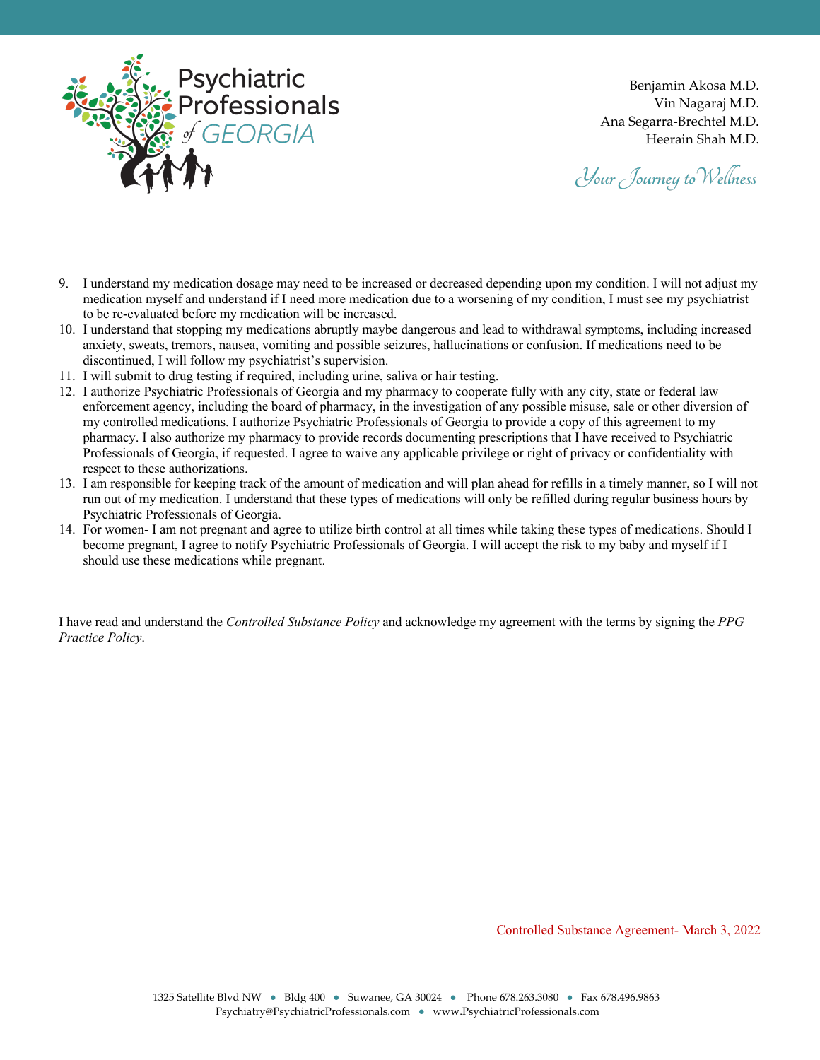Psychiatric Professionals of GEORGIA

Benjamin Akosa M.D.
Vin Nagaraj M.D.
Ana Segarra-Brechtel M.D.
Heerain Shah M.D.

*Your Journey to Wellness*

9. I understand my medication dosage may need to be increased or decreased depending upon my condition. I will not adjust my medication myself and understand if I need more medication due to a worsening of my condition, I must see my psychiatrist to be re-evaluated before my medication will be increased.
10. I understand that stopping my medications abruptly maybe dangerous and lead to withdrawal symptoms, including increased anxiety, sweats, tremors, nausea, vomiting and possible seizures, hallucinations or confusion. If medications need to be discontinued, I will follow my psychiatrist's supervision.
11. I will submit to drug testing if required, including urine, saliva or hair testing.
12. I authorize Psychiatric Professionals of Georgia and my pharmacy to cooperate fully with any city, state or federal law enforcement agency, including the board of pharmacy, in the investigation of any possible misuse, sale or other diversion of my controlled medications. I authorize Psychiatric Professionals of Georgia to provide a copy of this agreement to my pharmacy. I also authorize my pharmacy to provide records documenting prescriptions that I have received to Psychiatric Professionals of Georgia, if requested. I agree to waive any applicable privilege or right of privacy or confidentiality with respect to these authorizations.
13. I am responsible for keeping track of the amount of medication and will plan ahead for refills in a timely manner, so I will not run out of my medication. I understand that these types of medications will only be refilled during regular business hours by Psychiatric Professionals of Georgia.
14. For women- I am not pregnant and agree to utilize birth control at all times while taking these types of medications. Should I become pregnant, I agree to notify Psychiatric Professionals of Georgia. I will accept the risk to my baby and myself if I should use these medications while pregnant.

I have read and understand the *Controlled Substance Policy* and acknowledge my agreement with the terms by signing the *PPG Practice Policy*.

Controlled Substance Agreement- March 3, 2022

1325 Satellite Blvd NW • Bldg 400 • Suwanee, GA 30024 • Phone 678.263.3080 • Fax 678.496.9863
Psychiatry@PsychiatricProfessionals.com • www.PsychiatricProfessionals.com